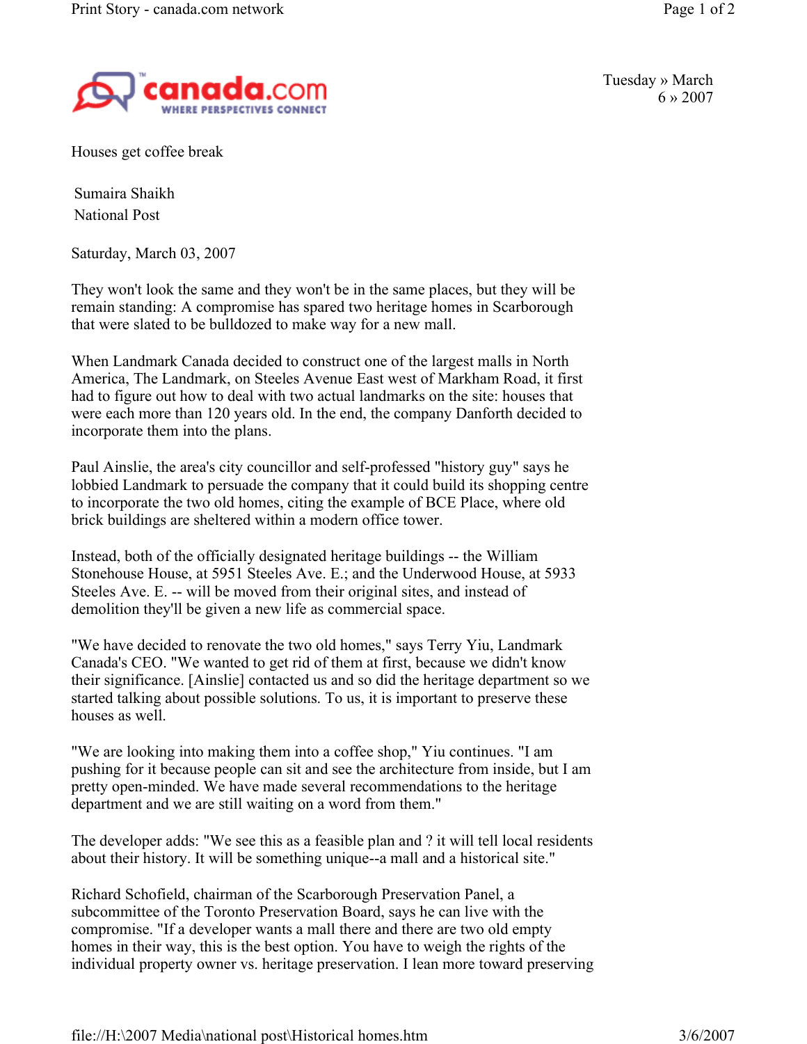Tuesday » March 6 » 2007

# Houses get coffee break

Sumaira Shaikh
National Post

Saturday, March 03, 2007

They won't look the same and they won't be in the same places, but they will be remain standing: A compromise has spared two heritage homes in Scarborough that were slated to be bulldozed to make way for a new mall.

When Landmark Canada decided to construct one of the largest malls in North America, The Landmark, on Steeles Avenue East west of Markham Road, it first had to figure out how to deal with two actual landmarks on the site: houses that were each more than 120 years old. In the end, the company Danforth decided to incorporate them into the plans.

Paul Ainslie, the area's city councillor and self-professed "history guy" says he lobbied Landmark to persuade the company that it could build its shopping centre to incorporate the two old homes, citing the example of BCE Place, where old brick buildings are sheltered within a modern office tower.

Instead, both of the officially designated heritage buildings -- the William Stonehouse House, at 5951 Steeles Ave. E.; and the Underwood House, at 5933 Steeles Ave. E. -- will be moved from their original sites, and instead of demolition they'll be given a new life as commercial space.

"We have decided to renovate the two old homes," says Terry Yiu, Landmark Canada's CEO. "We wanted to get rid of them at first, because we didn't know their significance. [Ainslie] contacted us and so did the heritage department so we started talking about possible solutions. To us, it is important to preserve these houses as well.

"We are looking into making them into a coffee shop," Yiu continues. "I am pushing for it because people can sit and see the architecture from inside, but I am pretty open-minded. We have made several recommendations to the heritage department and we are still waiting on a word from them."

The developer adds: "We see this as a feasible plan and ? it will tell local residents about their history. It will be something unique--a mall and a historical site."

Richard Schofield, chairman of the Scarborough Preservation Panel, a subcommittee of the Toronto Preservation Board, says he can live with the compromise. "If a developer wants a mall there and there are two old empty homes in their way, this is the best option. You have to weigh the rights of the individual property owner vs. heritage preservation. I lean more toward preserving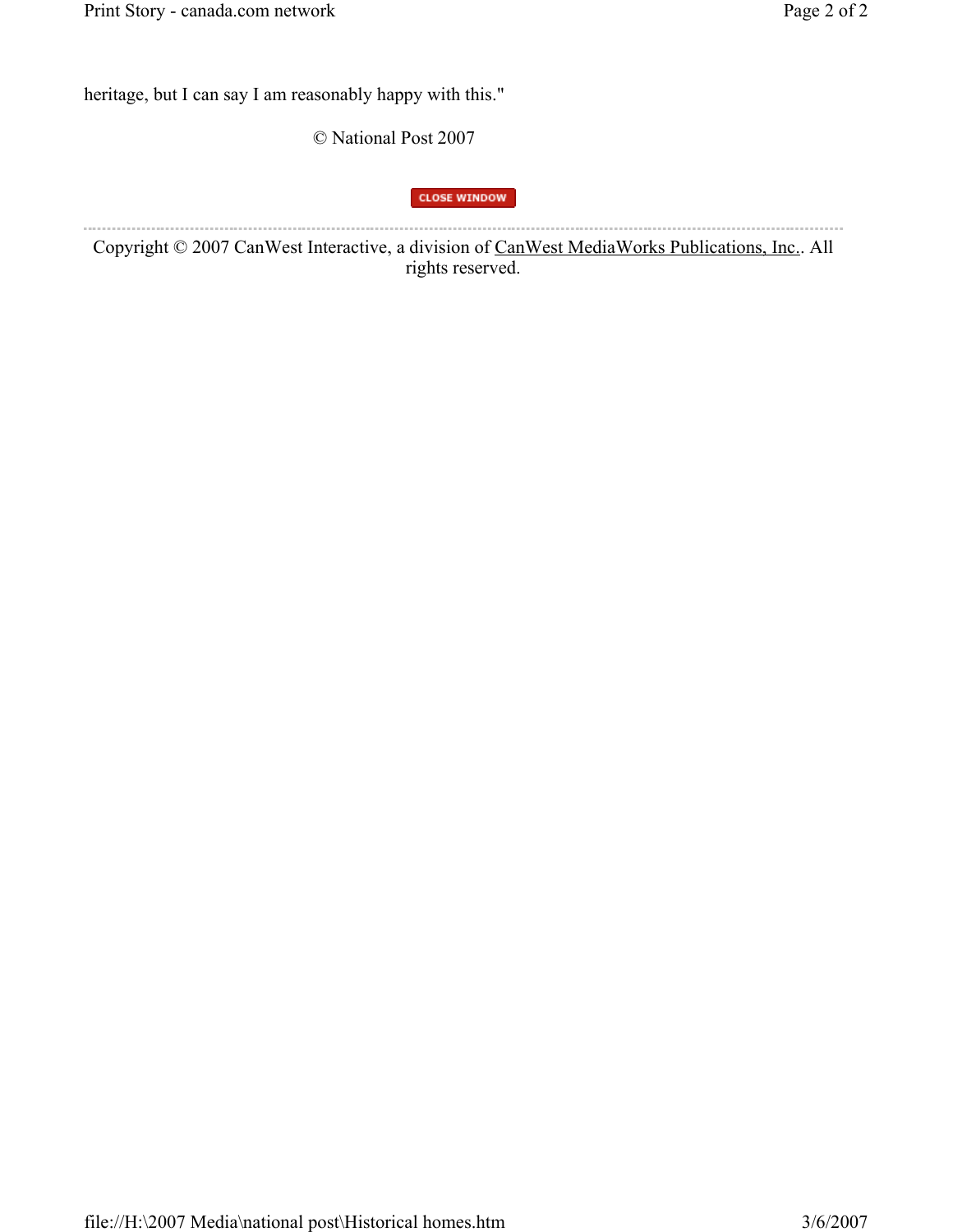heritage, but I can say I am reasonably happy with this."

© National Post 2007

CLOSE WINDOW

---

Copyright © 2007 CanWest Interactive, a division of CanWest MediaWorks Publications, Inc.. All rights reserved.